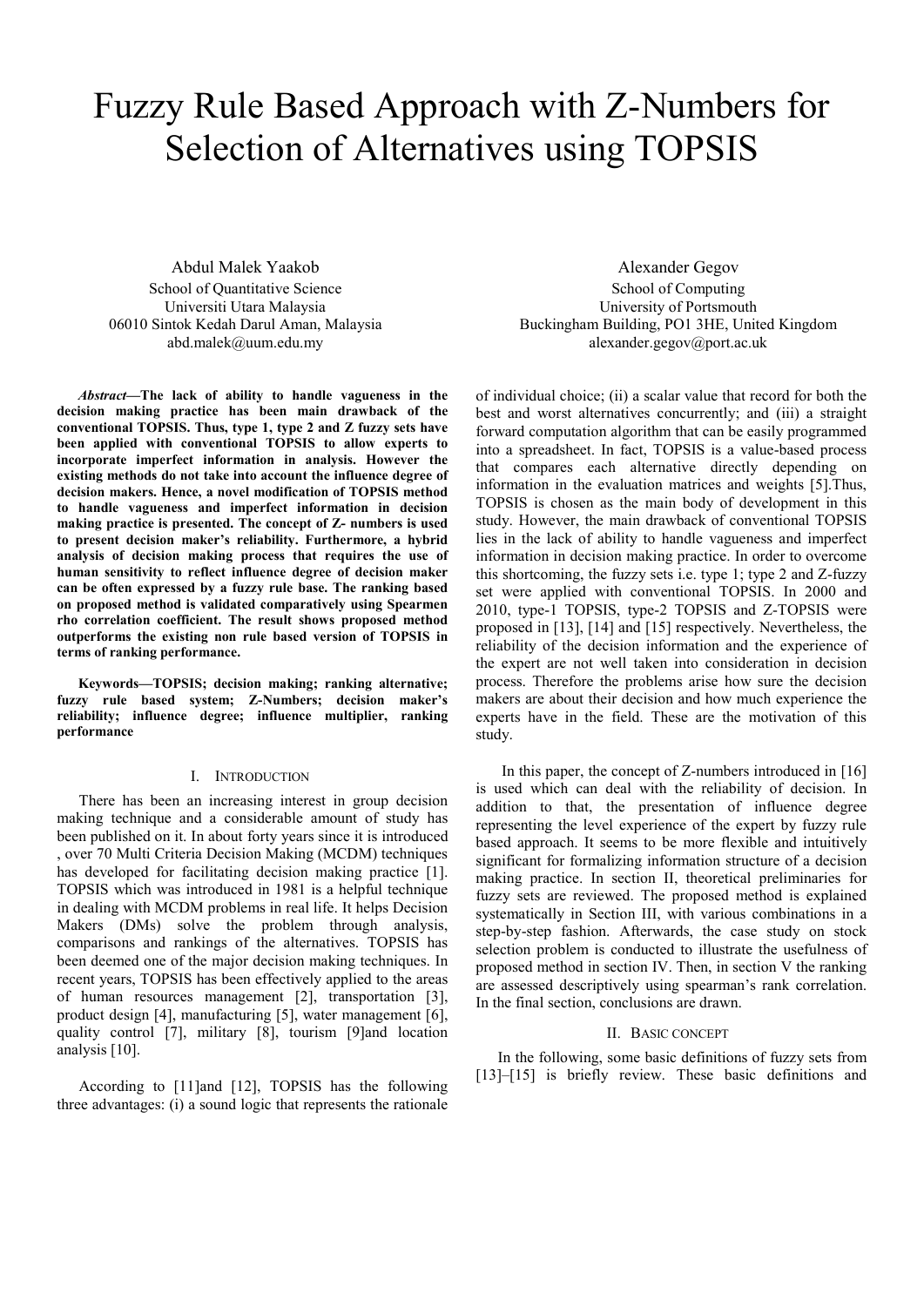# Fuzzy Rule Based Approach with Z-Numbers for Selection of Alternatives using TOPSIS

Abdul Malek Yaakob
School of Quantitative Science
Universiti Utara Malaysia
06010 Sintok Kedah Darul Aman, Malaysia
abd.malek@uum.edu.my

Alexander Gegov
School of Computing
University of Portsmouth
Buckingham Building, PO1 3HE, United Kingdom
alexander.gegov@port.ac.uk

***Abstract*—The lack of ability to handle vagueness in the decision making practice has been main drawback of the conventional TOPSIS. Thus, type 1, type 2 and Z fuzzy sets have been applied with conventional TOPSIS to allow experts to incorporate imperfect information in analysis. However the existing methods do not take into account the influence degree of decision makers. Hence, a novel modification of TOPSIS method to handle vagueness and imperfect information in decision making practice is presented. The concept of Z- numbers is used to present decision maker's reliability. Furthermore, a hybrid analysis of decision making process that requires the use of human sensitivity to reflect influence degree of decision maker can be often expressed by a fuzzy rule base. The ranking based on proposed method is validated comparatively using Spearmen rho correlation coefficient. The result shows proposed method outperforms the existing non rule based version of TOPSIS in terms of ranking performance.**

***Keywords*—TOPSIS; decision making; ranking alternative; fuzzy rule based system; Z-Numbers; decision maker's reliability; influence degree; influence multiplier, ranking performance**

## I. Introduction

There has been an increasing interest in group decision making technique and a considerable amount of study has been published on it. In about forty years since it is introduced , over 70 Multi Criteria Decision Making (MCDM) techniques has developed for facilitating decision making practice [1]. TOPSIS which was introduced in 1981 is a helpful technique in dealing with MCDM problems in real life. It helps Decision Makers (DMs) solve the problem through analysis, comparisons and rankings of the alternatives. TOPSIS has been deemed one of the major decision making techniques. In recent years, TOPSIS has been effectively applied to the areas of human resources management [2], transportation [3], product design [4], manufacturing [5], water management [6], quality control [7], military [8], tourism [9]and location analysis [10].

According to [11]and [12], TOPSIS has the following three advantages: (i) a sound logic that represents the rationale of individual choice; (ii) a scalar value that record for both the best and worst alternatives concurrently; and (iii) a straight forward computation algorithm that can be easily programmed into a spreadsheet. In fact, TOPSIS is a value-based process that compares each alternative directly depending on information in the evaluation matrices and weights [5].Thus, TOPSIS is chosen as the main body of development in this study. However, the main drawback of conventional TOPSIS lies in the lack of ability to handle vagueness and imperfect information in decision making practice. In order to overcome this shortcoming, the fuzzy sets i.e. type 1; type 2 and Z-fuzzy set were applied with conventional TOPSIS. In 2000 and 2010, type-1 TOPSIS, type-2 TOPSIS and Z-TOPSIS were proposed in [13], [14] and [15] respectively. Nevertheless, the reliability of the decision information and the experience of the expert are not well taken into consideration in decision process. Therefore the problems arise how sure the decision makers are about their decision and how much experience the experts have in the field. These are the motivation of this study.

In this paper, the concept of Z-numbers introduced in [16] is used which can deal with the reliability of decision. In addition to that, the presentation of influence degree representing the level experience of the expert by fuzzy rule based approach. It seems to be more flexible and intuitively significant for formalizing information structure of a decision making practice. In section II, theoretical preliminaries for fuzzy sets are reviewed. The proposed method is explained systematically in Section III, with various combinations in a step-by-step fashion. Afterwards, the case study on stock selection problem is conducted to illustrate the usefulness of proposed method in section IV. Then, in section V the ranking are assessed descriptively using spearman's rank correlation. In the final section, conclusions are drawn.

## II. Basic concept

In the following, some basic definitions of fuzzy sets from [13]–[15] is briefly review. These basic definitions and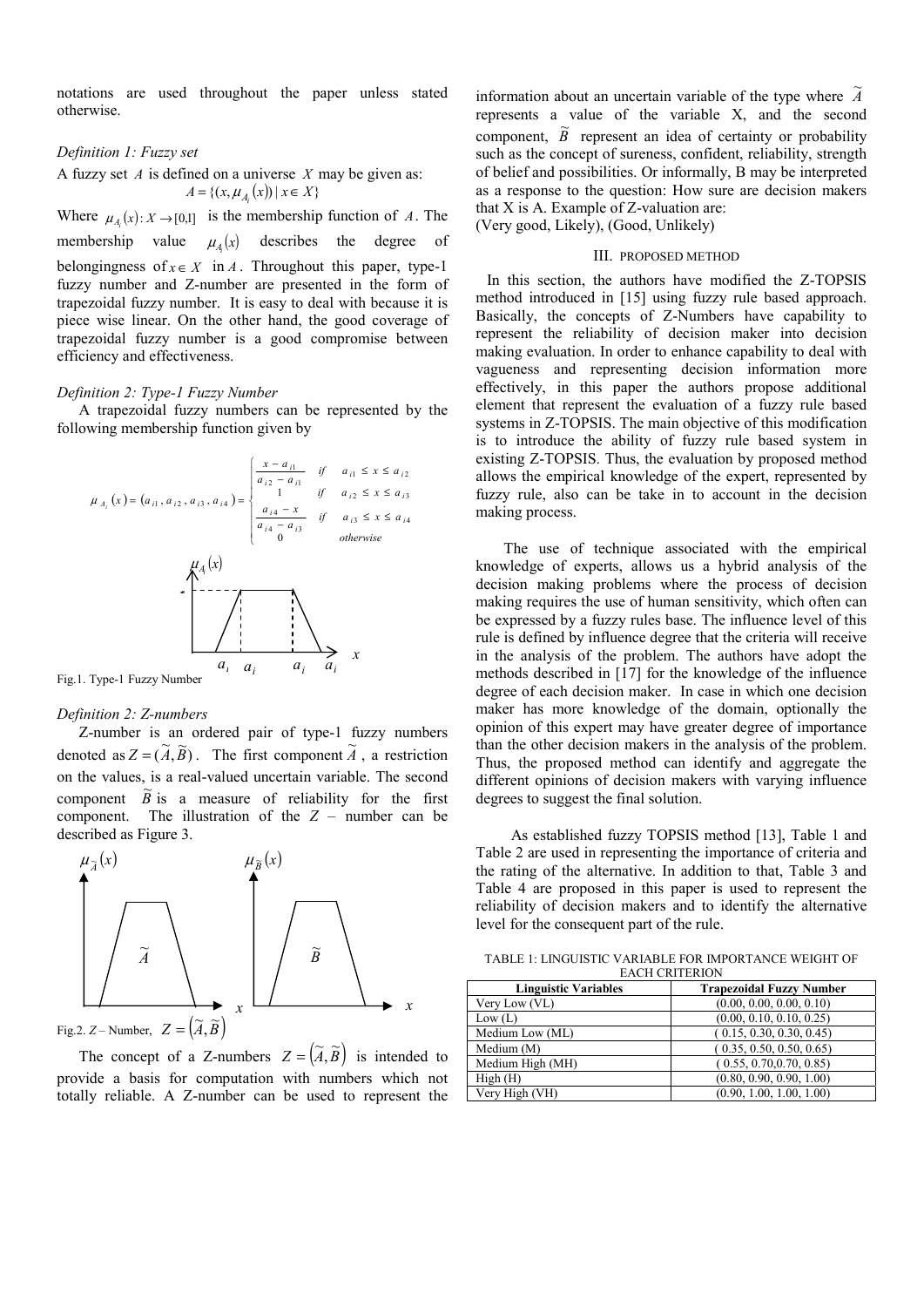notations are used throughout the paper unless stated otherwise.

*Definition 1: Fuzzy set*

A fuzzy set $A$ is defined on a universe $X$ may be given as:

$$A = \{(x, \mu_{A_i}(x)) \mid x \in X\}$$

Where $\mu_{A_i}(x): X \to [0,1]$ is the membership function of $A$. The membership value $\mu_{A_i}(x)$ describes the degree of belongingness of $x \in X$ in $A$. Throughout this paper, type-1 fuzzy number and Z-number are presented in the form of trapezoidal fuzzy number. It is easy to deal with because it is piece wise linear. On the other hand, the good coverage of trapezoidal fuzzy number is a good compromise between efficiency and effectiveness.

*Definition 2: Type-1 Fuzzy Number*

A trapezoidal fuzzy numbers can be represented by the following membership function given by

$$\mu_{A_i}(x) = (a_{i1}, a_{i2}, a_{i3}, a_{i4}) = \begin{cases} \dfrac{x - a_{i1}}{a_{i2} - a_{i1}} & if \quad a_{i1} \le x \le a_{i2} \\ 1 & if \quad a_{i2} \le x \le a_{i3} \\ \dfrac{a_{i4} - x}{a_{i4} - a_{i3}} & if \quad a_{i3} \le x \le a_{i4} \\ 0 & otherwise \end{cases}$$

$\mu_{A_i}(x)$

$x$

$a_i$ $a_i$ $a_i$ $a_i$

Fig.1. Type-1 Fuzzy Number

*Definition 2: Z-numbers*

Z-number is an ordered pair of type-1 fuzzy numbers denoted as $Z = (\widetilde{A}, \widetilde{B})$. The first component $\widetilde{A}$, a restriction on the values, is a real-valued uncertain variable. The second component $\widetilde{B}$ is a measure of reliability for the first component. The illustration of the $Z$ – number can be described as Figure 3.

$\mu_{\widetilde{A}}(x)$ $\mu_{\widetilde{B}}(x)$

$\widetilde{A}$ $\widetilde{B}$

$x$ $x$

Fig.2. $Z$ – Number, $Z = (\widetilde{A}, \widetilde{B})$

The concept of a Z-numbers $Z = (\widetilde{A}, \widetilde{B})$ is intended to provide a basis for computation with numbers which not totally reliable. A Z-number can be used to represent the information about an uncertain variable of the type where $\widetilde{A}$ represents a value of the variable X, and the second component, $\widetilde{B}$ represent an idea of certainty or probability such as the concept of sureness, confident, reliability, strength of belief and possibilities. Or informally, B may be interpreted as a response to the question: How sure are decision makers that X is A. Example of Z-valuation are:

(Very good, Likely), (Good, Unlikely)

## III. PROPOSED METHOD

In this section, the authors have modified the Z-TOPSIS method introduced in [15] using fuzzy rule based approach. Basically, the concepts of Z-Numbers have capability to represent the reliability of decision maker into decision making evaluation. In order to enhance capability to deal with vagueness and representing decision information more effectively, in this paper the authors propose additional element that represent the evaluation of a fuzzy rule based systems in Z-TOPSIS. The main objective of this modification is to introduce the ability of fuzzy rule based system in existing Z-TOPSIS. Thus, the evaluation by proposed method allows the empirical knowledge of the expert, represented by fuzzy rule, also can be take in to account in the decision making process.

The use of technique associated with the empirical knowledge of experts, allows us a hybrid analysis of the decision making problems where the process of decision making requires the use of human sensitivity, which often can be expressed by a fuzzy rules base. The influence level of this rule is defined by influence degree that the criteria will receive in the analysis of the problem. The authors have adopt the methods described in [17] for the knowledge of the influence degree of each decision maker. In case in which one decision maker has more knowledge of the domain, optionally the opinion of this expert may have greater degree of importance than the other decision makers in the analysis of the problem. Thus, the proposed method can identify and aggregate the different opinions of decision makers with varying influence degrees to suggest the final solution.

As established fuzzy TOPSIS method [13], Table 1 and Table 2 are used in representing the importance of criteria and the rating of the alternative. In addition to that, Table 3 and Table 4 are proposed in this paper is used to represent the reliability of decision makers and to identify the alternative level for the consequent part of the rule.

TABLE 1: LINGUISTIC VARIABLE FOR IMPORTANCE WEIGHT OF EACH CRITERION

| Linguistic Variables | Trapezoidal Fuzzy Number |
|---|---|
| Very Low (VL) | (0.00, 0.00, 0.00, 0.10) |
| Low (L) | (0.00, 0.10, 0.10, 0.25) |
| Medium Low (ML) | ( 0.15, 0.30, 0.30, 0.45) |
| Medium (M) | ( 0.35, 0.50, 0.50, 0.65) |
| Medium High (MH) | ( 0.55, 0.70,0.70, 0.85) |
| High (H) | (0.80, 0.90, 0.90, 1.00) |
| Very High (VH) | (0.90, 1.00, 1.00, 1.00) |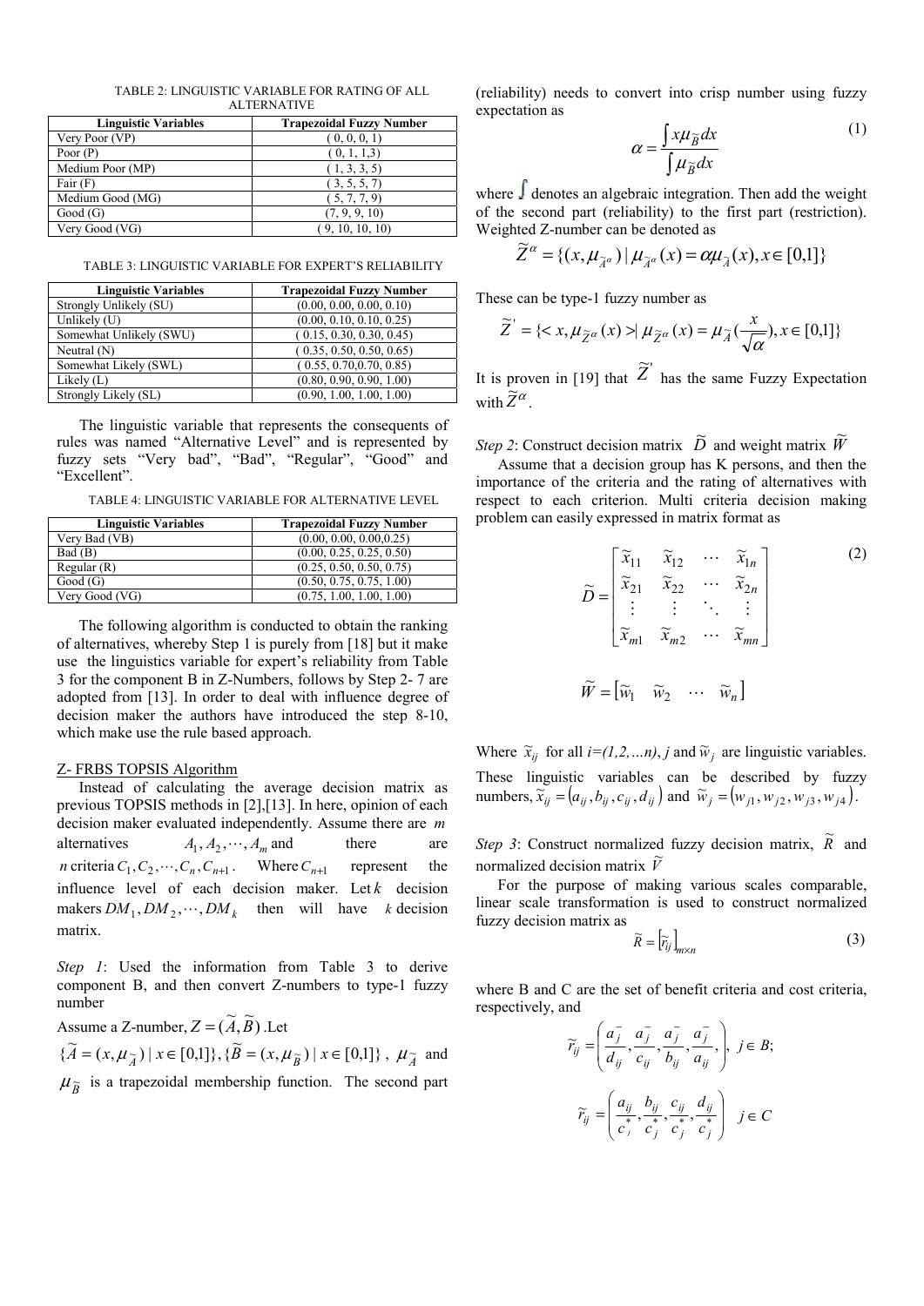TABLE 2: LINGUISTIC VARIABLE FOR RATING OF ALL ALTERNATIVE

| Linguistic Variables | Trapezoidal Fuzzy Number |
|---|---|
| Very Poor (VP) | ( 0, 0, 0, 1) |
| Poor (P) | ( 0, 1, 1,3) |
| Medium Poor (MP) | ( 1, 3, 3, 5) |
| Fair (F) | ( 3, 5, 5, 7) |
| Medium Good (MG) | ( 5, 7, 7, 9) |
| Good (G) | (7, 9, 9, 10) |
| Very Good (VG) | ( 9, 10, 10, 10) |

TABLE 3: LINGUISTIC VARIABLE FOR EXPERT'S RELIABILITY

| Linguistic Variables | Trapezoidal Fuzzy Number |
|---|---|
| Strongly Unlikely (SU) | (0.00, 0.00, 0.00, 0.10) |
| Unlikely (U) | (0.00, 0.10, 0.10, 0.25) |
| Somewhat Unlikely (SWU) | ( 0.15, 0.30, 0.30, 0.45) |
| Neutral (N) | ( 0.35, 0.50, 0.50, 0.65) |
| Somewhat Likely (SWL) | ( 0.55, 0.70,0.70, 0.85) |
| Likely (L) | (0.80, 0.90, 0.90, 1.00) |
| Strongly Likely (SL) | (0.90, 1.00, 1.00, 1.00) |

The linguistic variable that represents the consequents of rules was named "Alternative Level" and is represented by fuzzy sets "Very bad", "Bad", "Regular", "Good" and "Excellent".

TABLE 4: LINGUISTIC VARIABLE FOR ALTERNATIVE LEVEL

| Linguistic Variables | Trapezoidal Fuzzy Number |
|---|---|
| Very Bad (VB) | (0.00, 0.00, 0.00,0.25) |
| Bad (B) | (0.00, 0.25, 0.25, 0.50) |
| Regular (R) | (0.25, 0.50, 0.50, 0.75) |
| Good (G) | (0.50, 0.75, 0.75, 1.00) |
| Very Good (VG) | (0.75, 1.00, 1.00, 1.00) |

The following algorithm is conducted to obtain the ranking of alternatives, whereby Step 1 is purely from [18] but it make use the linguistics variable for expert's reliability from Table 3 for the component B in Z-Numbers, follows by Step 2- 7 are adopted from [13]. In order to deal with influence degree of decision maker the authors have introduced the step 8-10, which make use the rule based approach.

Z- FRBS TOPSIS Algorithm

Instead of calculating the average decision matrix as previous TOPSIS methods in [2],[13]. In here, opinion of each decision maker evaluated independently. Assume there are $m$ alternatives $A_1, A_2, \cdots, A_m$ and there are $n$ criteria $C_1, C_2, \cdots, C_n, C_{n+1}$. Where $C_{n+1}$ represent the influence level of each decision maker. Let $k$ decision makers $DM_1, DM_2, \cdots, DM_k$ then will have $k$ decision matrix.

*Step 1*: Used the information from Table 3 to derive component B, and then convert Z-numbers to type-1 fuzzy number

Assume a Z-number, $Z = (\widetilde{A}, \widetilde{B})$ .Let $\{\widetilde{A} = (x, \mu_{\widetilde{A}}) \mid x \in [0,1]\}, \{\widetilde{B} = (x, \mu_{\widetilde{B}}) \mid x \in [0,1]\}$ , $\mu_{\widetilde{A}}$ and $\mu_{\widetilde{B}}$ is a trapezoidal membership function. The second part (reliability) needs to convert into crisp number using fuzzy expectation as

$$\alpha = \frac{\int x\mu_{\widetilde{B}} dx}{\int \mu_{\widetilde{B}} dx} \tag{1}$$

where $\int$ denotes an algebraic integration. Then add the weight of the second part (reliability) to the first part (restriction). Weighted Z-number can be denoted as

$$\widetilde{Z}^{\alpha} = \{(x, \mu_{\widetilde{A}^{\alpha}}) \mid \mu_{\widetilde{A}^{\alpha}}(x) = \alpha\mu_{\widetilde{A}}(x), x \in [0,1]\}$$

These can be type-1 fuzzy number as

$$\widetilde{Z}' = \{< x, \mu_{\widetilde{Z}^{\alpha}}(x) > \mid \mu_{\widetilde{Z}^{\alpha}}(x) = \mu_{\widetilde{A}}(\frac{x}{\sqrt{\alpha}}), x \in [0,1]\}$$

It is proven in [19] that $\widetilde{Z}'$ has the same Fuzzy Expectation with $\widetilde{Z}^{\alpha}$.

*Step 2*: Construct decision matrix $\widetilde{D}$ and weight matrix $\widetilde{W}$

Assume that a decision group has K persons, and then the importance of the criteria and the rating of alternatives with respect to each criterion. Multi criteria decision making problem can easily expressed in matrix format as

$$\widetilde{D} = \begin{bmatrix} \widetilde{x}_{11} & \widetilde{x}_{12} & \cdots & \widetilde{x}_{1n} \\ \widetilde{x}_{21} & \widetilde{x}_{22} & \cdots & \widetilde{x}_{2n} \\ \vdots & \vdots & \ddots & \vdots \\ \widetilde{x}_{m1} & \widetilde{x}_{m2} & \cdots & \widetilde{x}_{mn} \end{bmatrix} \tag{2}$$

$$\widetilde{W} = \begin{bmatrix} \widetilde{w}_1 & \widetilde{w}_2 & \cdots & \widetilde{w}_n \end{bmatrix}$$

Where $\widetilde{x}_{ij}$ for all $i=(1,2,\ldots n)$, $j$ and $\widetilde{w}_j$ are linguistic variables. These linguistic variables can be described by fuzzy numbers, $\widetilde{x}_{ij} = (a_{ij}, b_{ij}, c_{ij}, d_{ij})$ and $\widetilde{w}_j = (w_{j1}, w_{j2}, w_{j3}, w_{j4})$.

*Step 3*: Construct normalized fuzzy decision matrix, $\widetilde{R}$ and normalized decision matrix $\widetilde{V}$

For the purpose of making various scales comparable, linear scale transformation is used to construct normalized fuzzy decision matrix as

$$\widetilde{R} = [\widetilde{r}_{ij}]_{m \times n} \tag{3}$$

where B and C are the set of benefit criteria and cost criteria, respectively, and

$$\widetilde{r}_{ij} = \left( \frac{a_j^-}{d_{ij}}, \frac{a_j^-}{c_{ij}}, \frac{a_j^-}{b_{ij}}, \frac{a_j^-}{a_{ij}}, \right), \ j \in B;$$

$$\widetilde{r}_{ij} = \left( \frac{a_{ij}}{c_j^*}, \frac{b_{ij}}{c_j^*}, \frac{c_{ij}}{c_j^*}, \frac{d_{ij}}{c_j^*} \right) \ \ j \in C$$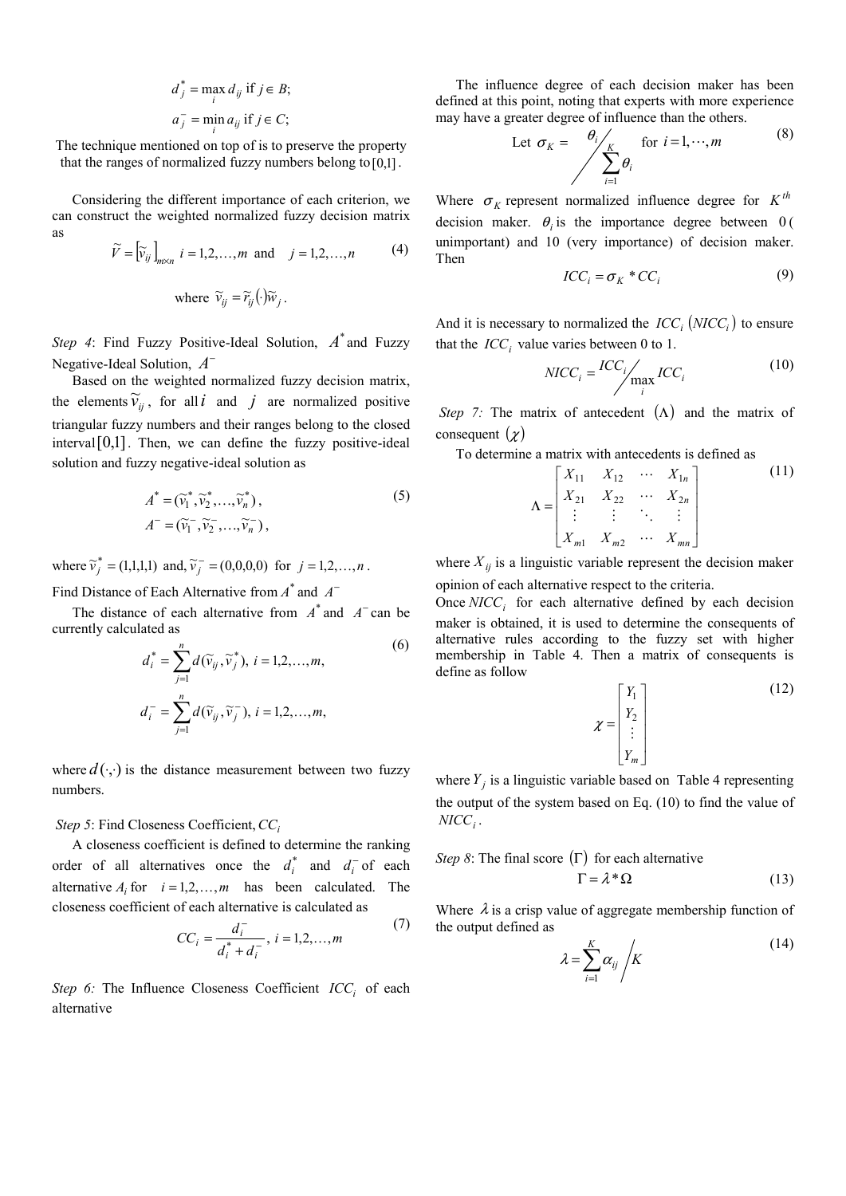$$d_j^* = \max_i d_{ij} \text{ if } j \in B;$$

$$a_j^- = \min_i a_{ij} \text{ if } j \in C;$$

The technique mentioned on top of is to preserve the property that the ranges of normalized fuzzy numbers belong to $[0,1]$.

Considering the different importance of each criterion, we can construct the weighted normalized fuzzy decision matrix as

$$\widetilde{V} = \left[\widetilde{v}_{ij}\right]_{m \times n} \quad i = 1,2,\ldots,m \text{ and } j = 1,2,\ldots,n \tag{4}$$

$$\text{where } \widetilde{v}_{ij} = \widetilde{r}_{ij}(\cdot)\widetilde{w}_j .$$

*Step 4*: Find Fuzzy Positive-Ideal Solution, $A^*$ and Fuzzy Negative-Ideal Solution, $A^-$

Based on the weighted normalized fuzzy decision matrix, the elements $\widetilde{v}_{ij}$, for all $i$ and $j$ are normalized positive triangular fuzzy numbers and their ranges belong to the closed interval $[0,1]$. Then, we can define the fuzzy positive-ideal solution and fuzzy negative-ideal solution as

$$A^* = (\widetilde{v}_1^*, \widetilde{v}_2^*, \ldots, \widetilde{v}_n^*), \tag{5}$$

$$A^- = (\widetilde{v}_1^-, \widetilde{v}_2^-, \ldots, \widetilde{v}_n^-),$$

where $\widetilde{v}_j^* = (1,1,1,1)$ and, $\widetilde{v}_j^- = (0,0,0,0)$ for $j = 1,2,\ldots,n$.

Find Distance of Each Alternative from $A^*$ and $A^-$

The distance of each alternative from $A^*$ and $A^-$ can be currently calculated as

$$d_i^* = \sum_{j=1}^{n} d(\widetilde{v}_{ij}, \widetilde{v}_j^*),\ i = 1,2,\ldots,m, \tag{6}$$

$$d_i^- = \sum_{j=1}^{n} d(\widetilde{v}_{ij}, \widetilde{v}_j^-),\ i = 1,2,\ldots,m,$$

where $d(\cdot,\cdot)$ is the distance measurement between two fuzzy numbers.

*Step 5*: Find Closeness Coefficient, $CC_i$

A closeness coefficient is defined to determine the ranking order of all alternatives once the $d_i^*$ and $d_i^-$ of each alternative $A_i$ for $i = 1,2,\ldots,m$ has been calculated. The closeness coefficient of each alternative is calculated as

$$CC_i = \frac{d_i^-}{d_i^* + d_i^-},\ i = 1,2,\ldots,m \tag{7}$$

*Step 6:* The Influence Closeness Coefficient $ICC_i$ of each alternative

The influence degree of each decision maker has been defined at this point, noting that experts with more experience may have a greater degree of influence than the others.

$$\text{Let } \sigma_K = \theta_i \Big/ \sum_{i=1}^{K} \theta_i \quad \text{for } i = 1,\cdots,m \tag{8}$$

Where $\sigma_K$ represent normalized influence degree for $K^{th}$ decision maker. $\theta_i$ is the importance degree between 0 (unimportant) and 10 (very importance) of decision maker. Then

$$ICC_i = \sigma_K * CC_i \tag{9}$$

And it is necessary to normalized the $ICC_i\,(NICC_i)$ to ensure that the $ICC_i$ value varies between 0 to 1.

$$NICC_i = ICC_i \Big/ \max_i ICC_i \tag{10}$$

*Step 7:* The matrix of antecedent $(\Lambda)$ and the matrix of consequent $(\chi)$

To determine a matrix with antecedents is defined as

$$\Lambda = \begin{bmatrix} X_{11} & X_{12} & \cdots & X_{1n} \\ X_{21} & X_{22} & \cdots & X_{2n} \\ \vdots & \vdots & \ddots & \vdots \\ X_{m1} & X_{m2} & \cdots & X_{mn} \end{bmatrix} \tag{11}$$

where $X_{ij}$ is a linguistic variable represent the decision maker opinion of each alternative respect to the criteria.

Once $NICC_i$ for each alternative defined by each decision maker is obtained, it is used to determine the consequents of alternative rules according to the fuzzy set with higher membership in Table 4. Then a matrix of consequents is define as follow

$$\chi = \begin{bmatrix} Y_1 \\ Y_2 \\ \vdots \\ Y_m \end{bmatrix} \tag{12}$$

where $Y_j$ is a linguistic variable based on Table 4 representing the output of the system based on Eq. (10) to find the value of $NICC_i$.

*Step 8*: The final score $(\Gamma)$ for each alternative

$$\Gamma = \lambda * \Omega \tag{13}$$

Where $\lambda$ is a crisp value of aggregate membership function of the output defined as

$$\lambda = \sum_{i=1}^{K} \alpha_{ij} \Big/ K \tag{14}$$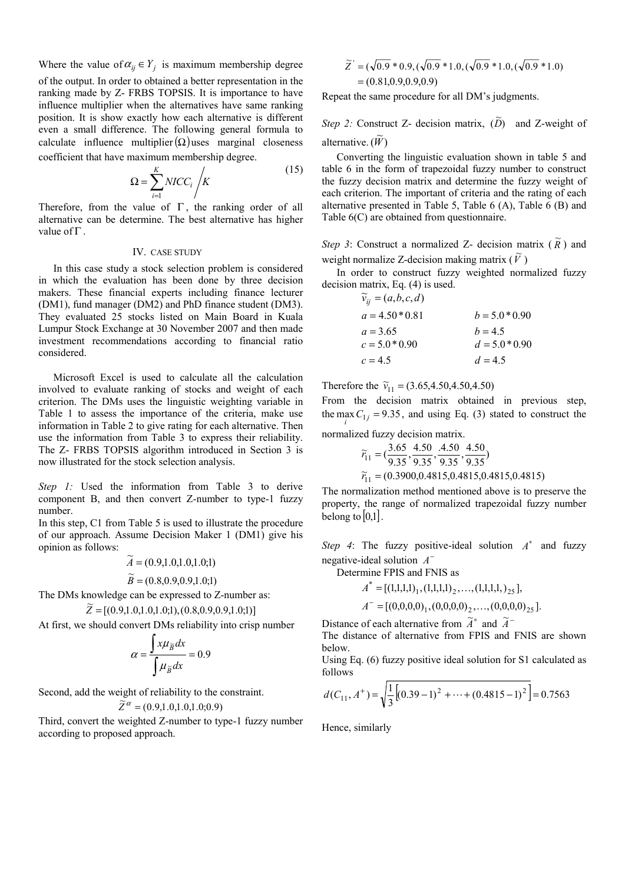Where the value of $\alpha_{ij} \in Y_j$ is maximum membership degree of the output. In order to obtained a better representation in the ranking made by Z- FRBS TOPSIS. It is importance to have influence multiplier when the alternatives have same ranking position. It is show exactly how each alternative is different even a small difference. The following general formula to calculate influence multiplier $(\Omega)$ uses marginal closeness coefficient that have maximum membership degree.

$$\Omega = \sum_{i=1}^{K} NICC_i \Big/ K \tag{15}$$

Therefore, from the value of $\Gamma$, the ranking order of all alternative can be determine. The best alternative has higher value of $\Gamma$.

## IV. CASE STUDY

In this case study a stock selection problem is considered in which the evaluation has been done by three decision makers. These financial experts including finance lecturer (DM1), fund manager (DM2) and PhD finance student (DM3). They evaluated 25 stocks listed on Main Board in Kuala Lumpur Stock Exchange at 30 November 2007 and then made investment recommendations according to financial ratio considered.

Microsoft Excel is used to calculate all the calculation involved to evaluate ranking of stocks and weight of each criterion. The DMs uses the linguistic weighting variable in Table 1 to assess the importance of the criteria, make use information in Table 2 to give rating for each alternative. Then use the information from Table 3 to express their reliability. The Z- FRBS TOPSIS algorithm introduced in Section 3 is now illustrated for the stock selection analysis.

*Step 1:* Used the information from Table 3 to derive component B, and then convert Z-number to type-1 fuzzy number.

In this step, C1 from Table 5 is used to illustrate the procedure of our approach. Assume Decision Maker 1 (DM1) give his opinion as follows:

$$\widetilde{A} = (0.9,1.0,1.0,1.0;1)$$

$$\widetilde{B} = (0.8,0.9,0.9,1.0;1)$$

The DMs knowledge can be expressed to Z-number as:

$$\widetilde{Z} = [(0.9,1.0,1.0,1.0;1),(0.8,0.9,0.9,1.0;1)]$$

At first, we should convert DMs reliability into crisp number

$$\alpha = \frac{\int x\mu_{\widetilde{B}}dx}{\int \mu_{\widetilde{B}}dx} = 0.9$$

Second, add the weight of reliability to the constraint.

$$\widetilde{Z}^{\alpha} = (0.9,1.0,1.0,1.0;0.9)$$

Third, convert the weighted Z-number to type-1 fuzzy number according to proposed approach.

$$\widetilde{Z}' = (\sqrt{0.9}*0.9, (\sqrt{0.9}*1.0, (\sqrt{0.9}*1.0, (\sqrt{0.9}*1.0)$$
$$= (0.81,0.9,0.9,0.9)$$

Repeat the same procedure for all DM's judgments.

*Step 2:* Construct Z- decision matrix, $(\widetilde{D})$ and Z-weight of alternative. $(\widetilde{W})$

Converting the linguistic evaluation shown in table 5 and table 6 in the form of trapezoidal fuzzy number to construct the fuzzy decision matrix and determine the fuzzy weight of each criterion. The important of criteria and the rating of each alternative presented in Table 5, Table 6 (A), Table 6 (B) and Table 6(C) are obtained from questionnaire.

*Step 3*: Construct a normalized Z- decision matrix ($\widetilde{R}$) and weight normalize Z-decision making matrix ($\widetilde{V}$)

In order to construct fuzzy weighted normalized fuzzy decision matrix, Eq. (4) is used.

$$\widetilde{v}_{ij} = (a,b,c,d)$$

$$a = 4.50*0.81 \qquad b = 5.0*0.90$$
$$a = 3.65 \qquad b = 4.5$$
$$c = 5.0*0.90 \qquad d = 5.0*0.90$$
$$c = 4.5 \qquad d = 4.5$$

Therefore the $\widetilde{v}_{11} = (3.65,4.50,4.50,4.50)$

From the decision matrix obtained in previous step, the $\max_i C_{1j} = 9.35$, and using Eq. (3) stated to construct the normalized fuzzy decision matrix.

$$\widetilde{r}_{11} = (\frac{3.65}{9.35}, \frac{4.50}{9.35}, \frac{.4.50}{9.35}, \frac{4.50}{9.35})$$

$$\widetilde{r}_{11} = (0.3900,0.4815,0.4815,0.4815,0.4815)$$

The normalization method mentioned above is to preserve the property, the range of normalized trapezoidal fuzzy number belong to $[0,1]$.

*Step 4*: The fuzzy positive-ideal solution $A^*$ and fuzzy negative-ideal solution $A^-$

Determine FPIS and FNIS as

$$A^* = [(1,1,1,1)_1,(1,1,1,1)_2,\ldots,(1,1,1,1,)_{25}],$$

$$A^- = [(0,0,0,0)_1,(0,0,0,0)_2,\ldots,(0,0,0,0)_{25}].$$

Distance of each alternative from $\widetilde{A}^*$ and $\widetilde{A}^-$

The distance of alternative from FPIS and FNIS are shown below.

Using Eq. (6) fuzzy positive ideal solution for S1 calculated as follows

$$d(C_{11}, A^+) = \sqrt{\frac{1}{3}\left[(0.39-1)^2 + \cdots + (0.4815-1)^2\right]} = 0.7563$$

Hence, similarly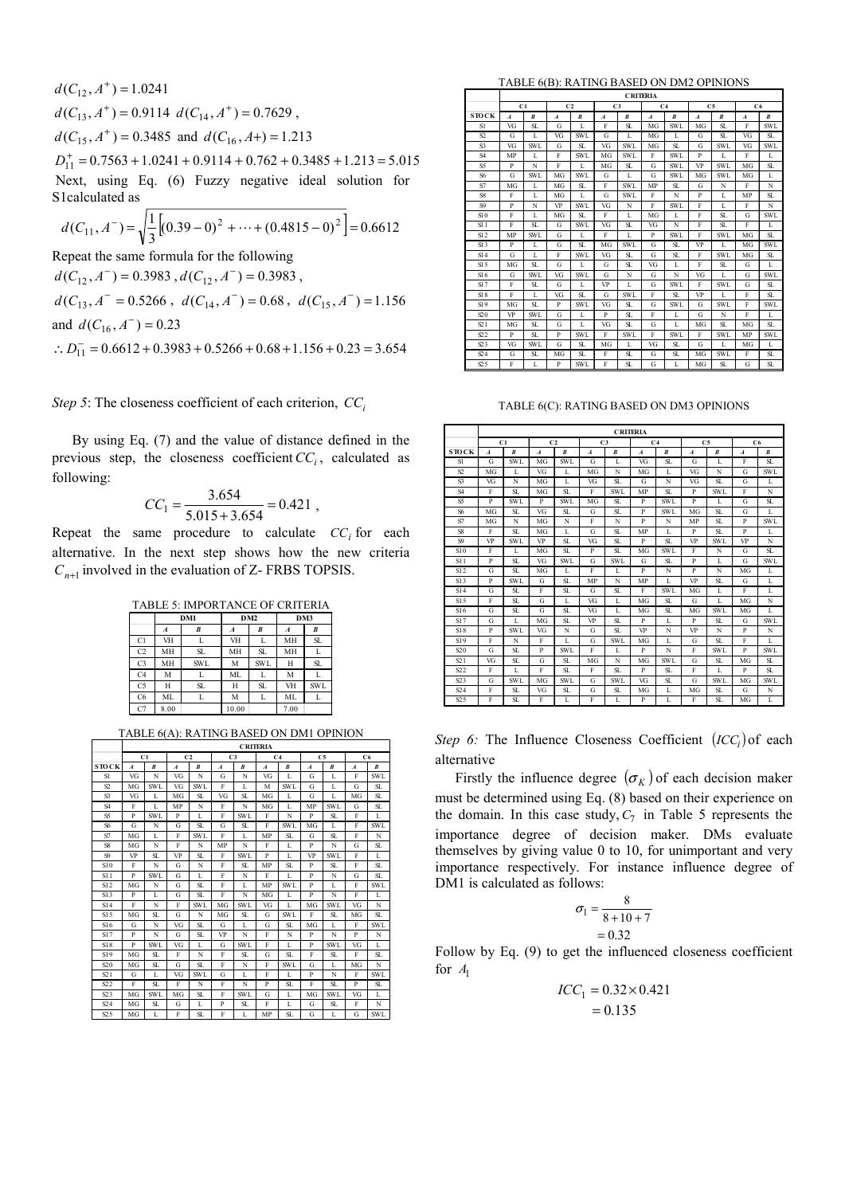$d(C_{12}, A^{+}) = 1.0241$

$d(C_{13}, A^{+}) = 0.9114$ $d(C_{14}, A^{+}) = 0.7629$ ,

$d(C_{15}, A^{+}) = 0.3485$ and $d(C_{16}, A+) = 1.213$

$D_{11}^{+} = 0.7563 + 1.0241 + 0.9114 + 0.762 + 0.3485 + 1.213 = 5.015$

Next, using Eq. (6) Fuzzy negative ideal solution for S1calculated as

$$d(C_{11}, A^{-}) = \sqrt{\frac{1}{3}\left[(0.39-0)^2 + \cdots + (0.4815-0)^2\right]} = 0.6612$$

Repeat the same formula for the following

$d(C_{12}, A^{-}) = 0.3983$ , $d(C_{12}, A^{-}) = 0.3983$ ,

$d(C_{13}, A^{-} = 0.5266$ , $d(C_{14}, A^{-}) = 0.68$ , $d(C_{15}, A^{-}) = 1.156$

and $d(C_{16}, A^{-}) = 0.23$

$\therefore D_{11}^{-} = 0.6612 + 0.3983 + 0.5266 + 0.68 + 1.156 + 0.23 = 3.654$

*Step 5*: The closeness coefficient of each criterion, $CC_i$

By using Eq. (7) and the value of distance defined in the previous step, the closeness coefficient $CC_i$, calculated as following:

$$CC_1 = \frac{3.654}{5.015 + 3.654} = 0.421 \ ,$$

Repeat the same procedure to calculate $CC_i$ for each alternative. In the next step shows how the new criteria $C_{n+1}$ involved in the evaluation of Z- FRBS TOPSIS.

TABLE 5: IMPORTANCE OF CRITERIA

| | DM1 | | DM2 | | DM3 | |
|---|---|---|---|---|---|---|
| | *A* | *B* | *A* | *B* | *A* | *B* |
| C1 | VH | L | VH | L | MH | SL |
| C2 | MH | SL | MH | SL | MH | L |
| C3 | MH | SWL | M | SWL | H | SL |
| C4 | M | L | ML | L | M | L |
| C5 | H | SL | H | SL | VH | SWL |
| C6 | ML | L | M | L | ML | L |
| C7 | 8.00 | | 10.00 | | 7.00 | |

TABLE 6(A): RATING BASED ON DM1 OPINION

| | CRITERIA | | | | | | | | | | | |
|---|---|---|---|---|---|---|---|---|---|---|---|---|
| | C1 | | C2 | | C3 | | C4 | | C5 | | C6 | |
| STOCK | *A* | *B* | *A* | *B* | *A* | *B* | *A* | *B* | *A* | *B* | *A* | *B* |
| S1 | VG | N | VG | N | G | N | VG | L | G | L | F | SWL |
| S2 | MG | SWL | VG | SWL | F | L | M | SWL | G | L | G | SL |
| S3 | VG | L | MG | SL | VG | SL | MG | L | G | L | MG | SL |
| S4 | F | L | MP | N | F | N | MG | L | MP | SWL | G | SL |
| S5 | P | SWL | P | L | F | SWL | F | N | P | SL | F | L |
| S6 | G | N | G | SL | G | SL | F | SWL | MG | L | F | SWL |
| S7 | MG | L | F | SWL | F | L | MP | SL | G | SL | F | N |
| S8 | MG | N | F | N | MP | N | F | L | P | N | G | SL |
| S9 | VP | SL | VP | SL | F | SWL | P | L | VP | SWL | F | L |
| S10 | F | N | G | N | F | SL | MP | SL | P | SL | F | SL |
| S11 | P | SWL | G | L | F | N | F | L | P | N | G | SL |
| S12 | MG | N | G | SL | F | L | MP | SWL | P | L | F | SWL |
| S13 | P | L | G | SL | F | N | MG | L | P | N | F | L |
| S14 | F | N | F | SWL | MG | SWL | VG | L | MG | SWL | VG | N |
| S15 | MG | SL | G | N | MG | SL | G | SWL | F | SL | MG | SL |
| S16 | G | N | VG | SL | G | L | G | SL | MG | L | F | SWL |
| S17 | P | N | G | SL | VP | N | F | N | P | N | P | N |
| S18 | P | SWL | VG | L | G | SWL | F | L | P | SWL | VG | L |
| S19 | MG | SL | F | N | F | SL | G | SL | F | L | F | SL |
| S20 | MG | SL | G | SL | F | N | F | SWL | G | L | MG | N |
| S21 | G | L | VG | SWL | G | L | F | L | P | N | F | SWL |
| S22 | F | SL | F | N | F | N | P | SL | F | SL | P | SL |
| S23 | MG | SWL | MG | SL | F | SWL | G | L | MG | SWL | VG | L |
| S24 | MG | SL | G | L | P | SL | F | L | G | SL | F | N |
| S25 | MG | L | F | SL | F | L | MP | SL | G | L | G | SWL |

TABLE 6(B): RATING BASED ON DM2 OPINIONS

| | CRITERIA | | | | | | | | | | | |
|---|---|---|---|---|---|---|---|---|---|---|---|---|
| | C1 | | C2 | | C3 | | C4 | | C5 | | C6 | |
| STOCK | *A* | *B* | *A* | *B* | *A* | *B* | *A* | *B* | *A* | *B* | *A* | *B* |
| S1 | VG | SL | G | L | F | SL | MG | SWL | MG | SL | F | SWL |
| S2 | G | L | VG | SWL | G | L | MG | L | G | SL | VG | SL |
| S3 | VG | SWL | G | SL | VG | SWL | MG | SL | G | SWL | VG | SWL |
| S4 | MP | L | F | SWL | MG | SWL | F | SWL | P | L | F | L |
| S5 | P | N | F | L | MG | SL | G | SWL | VP | SWL | MG | SL |
| S6 | G | SWL | MG | SWL | G | L | G | SWL | MG | SWL | MG | L |
| S7 | MG | L | MG | SL | F | SWL | MP | SL | G | N | F | N |
| S8 | F | L | MG | L | G | SWL | F | N | P | L | MP | SL |
| S9 | P | N | VP | SWL | VG | N | F | SWL | F | L | F | N |
| S10 | F | L | MG | SL | F | L | MG | L | F | SL | G | SWL |
| S11 | F | SL | G | SWL | VG | SL | VG | N | F | SL | F | L |
| S12 | MP | SWL | G | L | F | L | P | SWL | F | SWL | MG | SL |
| S13 | P | L | G | SL | MG | SWL | G | SL | VP | L | MG | SWL |
| S14 | G | L | F | SWL | VG | SL | G | SL | F | SWL | MG | SL |
| S15 | MG | SL | G | L | G | SL | VG | L | F | SL | G | L |
| S16 | G | SWL | VG | SWL | G | N | G | N | VG | L | G | SWL |
| S17 | F | SL | G | L | VP | L | G | SWL | F | SWL | G | SL |
| S18 | F | L | VG | SL | G | SWL | F | SL | VP | L | F | SL |
| S19 | MG | SL | P | SWL | VG | SL | G | SWL | G | SWL | F | SWL |
| S20 | VP | SWL | G | L | P | SL | F | L | G | N | F | L |
| S21 | MG | SL | G | L | VG | SL | G | L | MG | SL | MG | SL |
| S22 | P | SL | P | SWL | F | SWL | F | SWL | F | SWL | MP | SWL |
| S23 | VG | SWL | G | SL | MG | L | VG | SL | G | L | MG | L |
| S24 | G | SL | MG | SL | F | SL | G | SL | MG | SWL | F | SL |
| S25 | F | L | P | SWL | F | SL | G | L | MG | SL | G | SL |

TABLE 6(C): RATING BASED ON DM3 OPINIONS

| | CRITERIA | | | | | | | | | | | |
|---|---|---|---|---|---|---|---|---|---|---|---|---|
| | C1 | | C2 | | C3 | | C4 | | C5 | | C6 | |
| STOCK | *A* | *B* | *A* | *B* | *A* | *B* | *A* | *B* | *A* | *B* | *A* | *B* |
| S1 | G | SWL | MG | SWL | G | L | VG | SL | G | L | F | SL |
| S2 | MG | L | VG | L | MG | N | MG | L | VG | N | G | SWL |
| S3 | VG | N | MG | L | VG | SL | G | N | VG | SL | G | L |
| S4 | F | SL | MG | SL | F | SWL | MP | SL | P | SWL | F | N |
| S5 | P | SWL | P | SWL | MG | SL | P | SWL | P | L | G | SL |
| S6 | MG | SL | VG | SL | G | SL | P | SWL | MG | SL | G | L |
| S7 | MG | N | MG | N | F | N | P | N | MP | SL | P | SWL |
| S8 | F | SL | MG | L | G | SL | MP | L | P | SL | P | L |
| S9 | VP | SWL | VP | SL | VG | SL | P | SL | VP | SWL | VP | N |
| S10 | F | L | MG | SL | P | SL | MG | SWL | F | N | G | SL |
| S11 | P | SL | VG | SWL | G | SWL | G | SL | P | L | G | SWL |
| S12 | G | SL | MG | L | F | L | P | N | P | N | MG | L |
| S13 | P | SWL | G | SL | MP | N | MP | L | VP | SL | G | L |
| S14 | G | SL | F | SL | G | SL | F | SWL | MG | L | F | L |
| S15 | F | SL | G | L | VG | L | MG | SL | G | L | MG | N |
| S16 | G | SL | G | SL | VG | L | MG | SL | MG | SWL | MG | L |
| S17 | G | L | MG | SL | VP | SL | P | L | P | SL | G | SWL |
| S18 | P | SWL | VG | N | G | SL | VP | N | VP | N | P | N |
| S19 | F | N | F | L | G | SWL | MG | L | G | SL | F | L |
| S20 | G | SL | P | SWL | F | L | P | N | F | SWL | P | SWL |
| S21 | VG | SL | G | SL | MG | N | MG | SWL | G | SL | MG | SL |
| S22 | F | L | F | SL | F | SL | P | SL | F | L | P | SL |
| S23 | G | SWL | MG | SWL | G | SWL | VG | SL | G | SWL | MG | SWL |
| S24 | F | SL | VG | SL | G | SL | MG | L | MG | SL | G | N |
| S25 | F | SL | F | L | F | L | P | L | F | SL | MG | L |

*Step 6:* The Influence Closeness Coefficient $(ICC_i)$ of each alternative

Firstly the influence degree $(\sigma_K)$ of each decision maker must be determined using Eq. (8) based on their experience on the domain. In this case study, $C_7$ in Table 5 represents the importance degree of decision maker. DMs evaluate themselves by giving value 0 to 10, for unimportant and very importance respectively. For instance influence degree of DM1 is calculated as follows:

$$\sigma_1 = \frac{8}{8+10+7}$$
$$= 0.32$$

Follow by Eq. (9) to get the influenced closeness coefficient for $A_1$

$$ICC_1 = 0.32 \times 0.421$$
$$= 0.135$$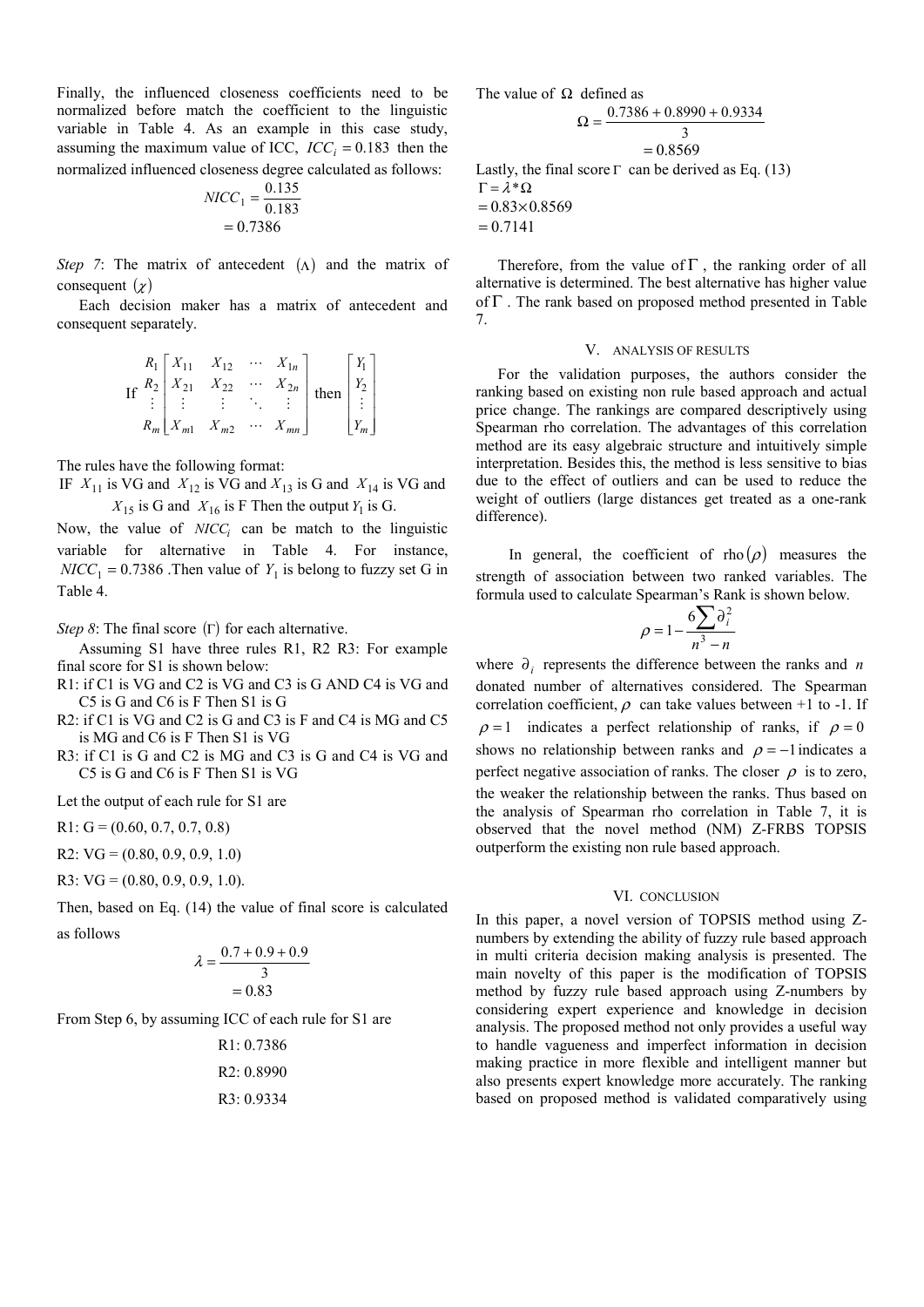Finally, the influenced closeness coefficients need to be normalized before match the coefficient to the linguistic variable in Table 4. As an example in this case study, assuming the maximum value of ICC, $ICC_i = 0.183$ then the normalized influenced closeness degree calculated as follows:

$$NICC_1 = \frac{0.135}{0.183} = 0.7386$$

*Step 7*: The matrix of antecedent $(\Lambda)$ and the matrix of consequent $(\chi)$

Each decision maker has a matrix of antecedent and consequent separately.

$$\text{If } \begin{matrix} R_1 \\ R_2 \\ \vdots \\ R_m \end{matrix} \begin{bmatrix} X_{11} & X_{12} & \cdots & X_{1n} \\ X_{21} & X_{22} & \cdots & X_{2n} \\ \vdots & \vdots & \ddots & \vdots \\ X_{m1} & X_{m2} & \cdots & X_{mn} \end{bmatrix} \text{ then } \begin{bmatrix} Y_1 \\ Y_2 \\ \vdots \\ Y_m \end{bmatrix}$$

The rules have the following format:

IF $X_{11}$ is VG and $X_{12}$ is VG and $X_{13}$ is G and $X_{14}$ is VG and $X_{15}$ is G and $X_{16}$ is F Then the output $Y_1$ is G.

Now, the value of $NICC_i$ can be match to the linguistic variable for alternative in Table 4. For instance, $NICC_1 = 0.7386$ .Then value of $Y_1$ is belong to fuzzy set G in Table 4.

*Step 8*: The final score $(\Gamma)$ for each alternative.

Assuming S1 have three rules R1, R2 R3: For example final score for S1 is shown below:

R1: if C1 is VG and C2 is VG and C3 is G AND C4 is VG and C5 is G and C6 is F Then S1 is G

R2: if C1 is VG and C2 is G and C3 is F and C4 is MG and C5 is MG and C6 is F Then S1 is VG

R3: if C1 is G and C2 is MG and C3 is G and C4 is VG and C5 is G and C6 is F Then S1 is VG

Let the output of each rule for S1 are

R1: G = (0.60, 0.7, 0.7, 0.8)

R2: VG = (0.80, 0.9, 0.9, 1.0)

R3: VG = (0.80, 0.9, 0.9, 1.0).

Then, based on Eq. (14) the value of final score is calculated as follows

$$\lambda = \frac{0.7 + 0.9 + 0.9}{3} = 0.83$$

From Step 6, by assuming ICC of each rule for S1 are

R1: 0.7386

R2: 0.8990

R3: 0.9334

The value of $\Omega$ defined as

$$\Omega = \frac{0.7386 + 0.8990 + 0.9334}{3} = 0.8569$$

Lastly, the final score $\Gamma$ can be derived as Eq. (13)

$$\Gamma = \lambda * \Omega = 0.83 \times 0.8569 = 0.7141$$

Therefore, from the value of $\Gamma$ , the ranking order of all alternative is determined. The best alternative has higher value of $\Gamma$ . The rank based on proposed method presented in Table 7.

## V. Analysis of Results

For the validation purposes, the authors consider the ranking based on existing non rule based approach and actual price change. The rankings are compared descriptively using Spearman rho correlation. The advantages of this correlation method are its easy algebraic structure and intuitively simple interpretation. Besides this, the method is less sensitive to bias due to the effect of outliers and can be used to reduce the weight of outliers (large distances get treated as a one-rank difference).

In general, the coefficient of rho$(\rho)$ measures the strength of association between two ranked variables. The formula used to calculate Spearman's Rank is shown below.

$$\rho = 1 - \frac{6\sum \partial_i^2}{n^3 - n}$$

where $\partial_i$ represents the difference between the ranks and $n$ donated number of alternatives considered. The Spearman correlation coefficient, $\rho$ can take values between +1 to -1. If $\rho = 1$ indicates a perfect relationship of ranks, if $\rho = 0$ shows no relationship between ranks and $\rho = -1$ indicates a perfect negative association of ranks. The closer $\rho$ is to zero, the weaker the relationship between the ranks. Thus based on the analysis of Spearman rho correlation in Table 7, it is observed that the novel method (NM) Z-FRBS TOPSIS outperform the existing non rule based approach.

## VI. Conclusion

In this paper, a novel version of TOPSIS method using Z-numbers by extending the ability of fuzzy rule based approach in multi criteria decision making analysis is presented. The main novelty of this paper is the modification of TOPSIS method by fuzzy rule based approach using Z-numbers by considering expert experience and knowledge in decision analysis. The proposed method not only provides a useful way to handle vagueness and imperfect information in decision making practice in more flexible and intelligent manner but also presents expert knowledge more accurately. The ranking based on proposed method is validated comparatively using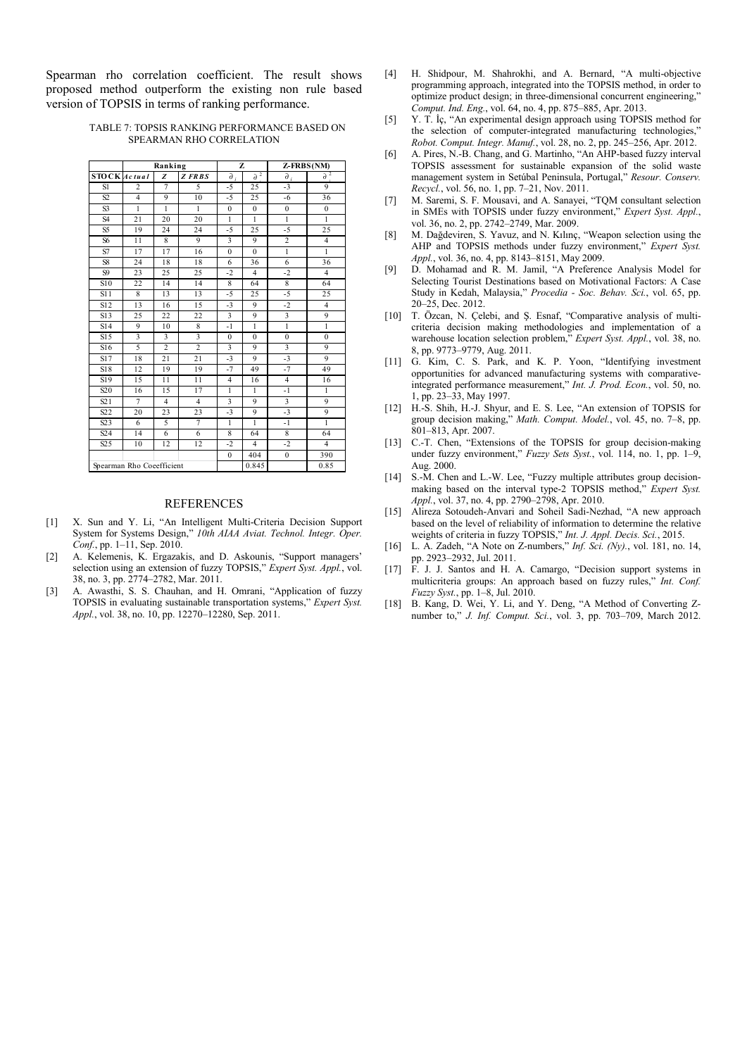Spearman rho correlation coefficient. The result shows proposed method outperform the existing non rule based version of TOPSIS in terms of ranking performance.

TABLE 7: TOPSIS RANKING PERFORMANCE BASED ON SPEARMAN RHO CORRELATION

| | Ranking | | | Z | | Z-FRBS(NM) | |
|---|---|---|---|---|---|---|---|
| STOCK | *Actual* | *Z* | *Z FRBS* | $\partial_i$ | $\partial^2$ | $\partial_i$ | $\partial^2$ |
| S1 | 2 | 7 | 5 | -5 | 25 | -3 | 9 |
| S2 | 4 | 9 | 10 | -5 | 25 | -6 | 36 |
| S3 | 1 | 1 | 1 | 0 | 0 | 0 | 0 |
| S4 | 21 | 20 | 20 | 1 | 1 | 1 | 1 |
| S5 | 19 | 24 | 24 | -5 | 25 | -5 | 25 |
| S6 | 11 | 8 | 9 | 3 | 9 | 2 | 4 |
| S7 | 17 | 17 | 16 | 0 | 0 | 1 | 1 |
| S8 | 24 | 18 | 18 | 6 | 36 | 6 | 36 |
| S9 | 23 | 25 | 25 | -2 | 4 | -2 | 4 |
| S10 | 22 | 14 | 14 | 8 | 64 | 8 | 64 |
| S11 | 8 | 13 | 13 | -5 | 25 | -5 | 25 |
| S12 | 13 | 16 | 15 | -3 | 9 | -2 | 4 |
| S13 | 25 | 22 | 22 | 3 | 9 | 3 | 9 |
| S14 | 9 | 10 | 8 | -1 | 1 | 1 | 1 |
| S15 | 3 | 3 | 3 | 0 | 0 | 0 | 0 |
| S16 | 5 | 2 | 2 | 3 | 9 | 3 | 9 |
| S17 | 18 | 21 | 21 | -3 | 9 | -3 | 9 |
| S18 | 12 | 19 | 19 | -7 | 49 | -7 | 49 |
| S19 | 15 | 11 | 11 | 4 | 16 | 4 | 16 |
| S20 | 16 | 15 | 17 | 1 | 1 | -1 | 1 |
| S21 | 7 | 4 | 4 | 3 | 9 | 3 | 9 |
| S22 | 20 | 23 | 23 | -3 | 9 | -3 | 9 |
| S23 | 6 | 5 | 7 | 1 | 1 | -1 | 1 |
| S24 | 14 | 6 | 6 | 8 | 64 | 8 | 64 |
| S25 | 10 | 12 | 12 | -2 | 4 | -2 | 4 |
| | | | | 0 | 404 | 0 | 390 |
| Spearman Rho Coeefficient | | | | | 0.845 | | 0.85 |

## REFERENCES

[1] X. Sun and Y. Li, "An Intelligent Multi-Criteria Decision Support System for Systems Design," *10th AIAA Aviat. Technol. Integr. Oper. Conf.*, pp. 1–11, Sep. 2010.

[2] A. Kelemenis, K. Ergazakis, and D. Askounis, "Support managers' selection using an extension of fuzzy TOPSIS," *Expert Syst. Appl.*, vol. 38, no. 3, pp. 2774–2782, Mar. 2011.

[3] A. Awasthi, S. S. Chauhan, and H. Omrani, "Application of fuzzy TOPSIS in evaluating sustainable transportation systems," *Expert Syst. Appl.*, vol. 38, no. 10, pp. 12270–12280, Sep. 2011.

[4] H. Shidpour, M. Shahrokhi, and A. Bernard, "A multi-objective programming approach, integrated into the TOPSIS method, in order to optimize product design; in three-dimensional concurrent engineering," *Comput. Ind. Eng.*, vol. 64, no. 4, pp. 875–885, Apr. 2013.

[5] Y. T. İç, "An experimental design approach using TOPSIS method for the selection of computer-integrated manufacturing technologies," *Robot. Comput. Integr. Manuf.*, vol. 28, no. 2, pp. 245–256, Apr. 2012.

[6] A. Pires, N.-B. Chang, and G. Martinho, "An AHP-based fuzzy interval TOPSIS assessment for sustainable expansion of the solid waste management system in Setúbal Peninsula, Portugal," *Resour. Conserv. Recycl.*, vol. 56, no. 1, pp. 7–21, Nov. 2011.

[7] M. Saremi, S. F. Mousavi, and A. Sanayei, "TQM consultant selection in SMEs with TOPSIS under fuzzy environment," *Expert Syst. Appl.*, vol. 36, no. 2, pp. 2742–2749, Mar. 2009.

[8] M. Dağdeviren, S. Yavuz, and N. Kılınç, "Weapon selection using the AHP and TOPSIS methods under fuzzy environment," *Expert Syst. Appl.*, vol. 36, no. 4, pp. 8143–8151, May 2009.

[9] D. Mohamad and R. M. Jamil, "A Preference Analysis Model for Selecting Tourist Destinations based on Motivational Factors: A Case Study in Kedah, Malaysia," *Procedia - Soc. Behav. Sci.*, vol. 65, pp. 20–25, Dec. 2012.

[10] T. Özcan, N. Çelebi, and Ş. Esnaf, "Comparative analysis of multi-criteria decision making methodologies and implementation of a warehouse location selection problem," *Expert Syst. Appl.*, vol. 38, no. 8, pp. 9773–9779, Aug. 2011.

[11] G. Kim, C. S. Park, and K. P. Yoon, "Identifying investment opportunities for advanced manufacturing systems with comparative-integrated performance measurement," *Int. J. Prod. Econ.*, vol. 50, no. 1, pp. 23–33, May 1997.

[12] H.-S. Shih, H.-J. Shyur, and E. S. Lee, "An extension of TOPSIS for group decision making," *Math. Comput. Model.*, vol. 45, no. 7–8, pp. 801–813, Apr. 2007.

[13] C.-T. Chen, "Extensions of the TOPSIS for group decision-making under fuzzy environment," *Fuzzy Sets Syst.*, vol. 114, no. 1, pp. 1–9, Aug. 2000.

[14] S.-M. Chen and L.-W. Lee, "Fuzzy multiple attributes group decision-making based on the interval type-2 TOPSIS method," *Expert Syst. Appl.*, vol. 37, no. 4, pp. 2790–2798, Apr. 2010.

[15] Alireza Sotoudeh-Anvari and Soheil Sadi-Nezhad, "A new approach based on the level of reliability of information to determine the relative weights of criteria in fuzzy TOPSIS," *Int. J. Appl. Decis. Sci.*, 2015.

[16] L. A. Zadeh, "A Note on Z-numbers," *Inf. Sci. (Ny).*, vol. 181, no. 14, pp. 2923–2932, Jul. 2011.

[17] F. J. J. Santos and H. A. Camargo, "Decision support systems in multicriteria groups: An approach based on fuzzy rules," *Int. Conf. Fuzzy Syst.*, pp. 1–8, Jul. 2010.

[18] B. Kang, D. Wei, Y. Li, and Y. Deng, "A Method of Converting Z-number to," *J. Inf. Comput. Sci.*, vol. 3, pp. 703–709, March 2012.